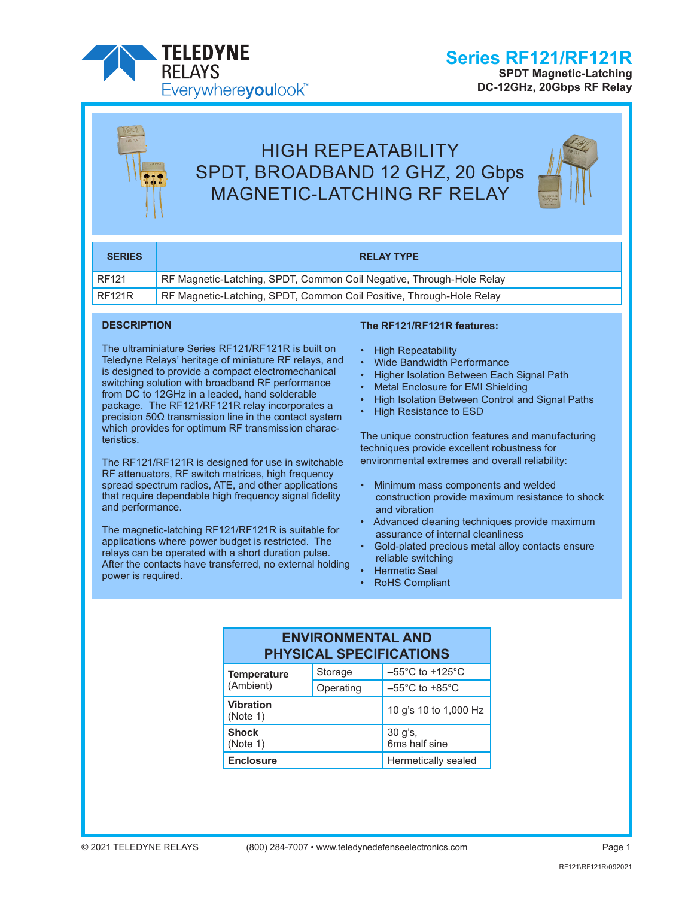# Series RF121/RF121R

**SPDT Magnetic-Latching**
**DC-12GHz, 20Gbps RF Relay**

## HIGH REPEATABILITY SPDT, BROADBAND 12 GHZ, 20 Gbps MAGNETIC-LATCHING RF RELAY

| SERIES | RELAY TYPE |
|---|---|
| RF121 | RF Magnetic-Latching, SPDT, Common Coil Negative, Through-Hole Relay |
| RF121R | RF Magnetic-Latching, SPDT, Common Coil Positive, Through-Hole Relay |

### DESCRIPTION

The ultraminiature Series RF121/RF121R is built on Teledyne Relays' heritage of miniature RF relays, and is designed to provide a compact electromechanical switching solution with broadband RF performance from DC to 12GHz in a leaded, hand solderable package. The RF121/RF121R relay incorporates a precision 50Ω transmission line in the contact system which provides for optimum RF transmission characteristics.

The RF121/RF121R is designed for use in switchable RF attenuators, RF switch matrices, high frequency spread spectrum radios, ATE, and other applications that require dependable high frequency signal fidelity and performance.

The magnetic-latching RF121/RF121R is suitable for applications where power budget is restricted. The relays can be operated with a short duration pulse. After the contacts have transferred, no external holding power is required.

### The RF121/RF121R features:

- High Repeatability
- Wide Bandwidth Performance
- Higher Isolation Between Each Signal Path
- Metal Enclosure for EMI Shielding
- High Isolation Between Control and Signal Paths
- High Resistance to ESD

The unique construction features and manufacturing techniques provide excellent robustness for environmental extremes and overall reliability:

- Minimum mass components and welded construction provide maximum resistance to shock and vibration
- Advanced cleaning techniques provide maximum assurance of internal cleanliness
- Gold-plated precious metal alloy contacts ensure reliable switching
- Hermetic Seal
- RoHS Compliant

| ENVIRONMENTAL AND PHYSICAL SPECIFICATIONS | | |
|---|---|---|
| **Temperature** (Ambient) | Storage | –55°C to +125°C |
| | Operating | –55°C to +85°C |
| **Vibration** (Note 1) | | 10 g's 10 to 1,000 Hz |
| **Shock** (Note 1) | | 30 g's, 6ms half sine |
| **Enclosure** | | Hermetically sealed |

© 2021 TELEDYNE RELAYS (800) 284-7007 • www.teledynedefenseelectronics.com

RF121\RF121R\092021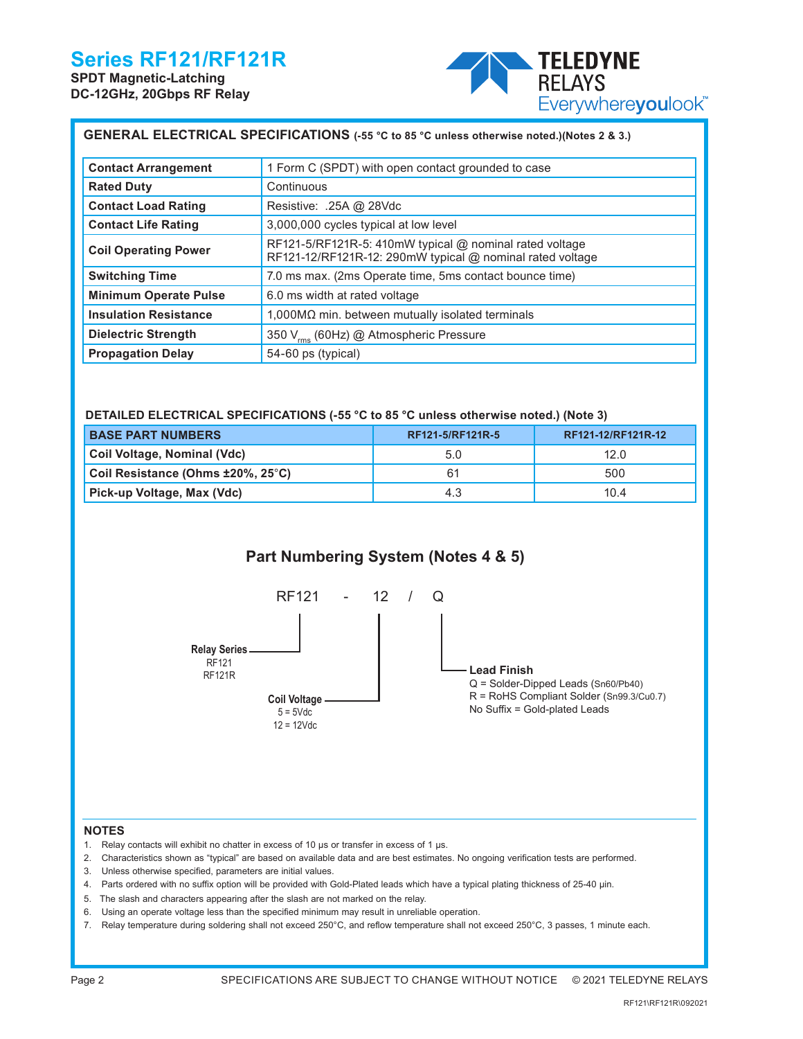# Series RF121/RF121R

**SPDT Magnetic-Latching**
**DC-12GHz, 20Gbps RF Relay**

## GENERAL ELECTRICAL SPECIFICATIONS (-55 °C to 85 °C unless otherwise noted.)(Notes 2 & 3.)

| | |
|---|---|
| **Contact Arrangement** | 1 Form C (SPDT) with open contact grounded to case |
| **Rated Duty** | Continuous |
| **Contact Load Rating** | Resistive: .25A @ 28Vdc |
| **Contact Life Rating** | 3,000,000 cycles typical at low level |
| **Coil Operating Power** | RF121-5/RF121R-5: 410mW typical @ nominal rated voltage<br>RF121-12/RF121R-12: 290mW typical @ nominal rated voltage |
| **Switching Time** | 7.0 ms max. (2ms Operate time, 5ms contact bounce time) |
| **Minimum Operate Pulse** | 6.0 ms width at rated voltage |
| **Insulation Resistance** | 1,000MΩ min. between mutually isolated terminals |
| **Dielectric Strength** | 350 $V_{rms}$ (60Hz) @ Atmospheric Pressure |
| **Propagation Delay** | 54-60 ps (typical) |

## DETAILED ELECTRICAL SPECIFICATIONS (-55 °C to 85 °C unless otherwise noted.) (Note 3)

| BASE PART NUMBERS | RF121-5/RF121R-5 | RF121-12/RF121R-12 |
|---|---|---|
| Coil Voltage, Nominal (Vdc) | 5.0 | 12.0 |
| Coil Resistance (Ohms ±20%, 25°C) | 61 | 500 |
| Pick-up Voltage, Max (Vdc) | 4.3 | 10.4 |

## Part Numbering System (Notes 4 & 5)

RF121 - 12 / Q

- **Relay Series**
  - RF121
  - RF121R
- **Coil Voltage**
  - 5 = 5Vdc
  - 12 = 12Vdc
- **Lead Finish**
  - Q = Solder-Dipped Leads (Sn60/Pb40)
  - R = RoHS Compliant Solder (Sn99.3/Cu0.7)
  - No Suffix = Gold-plated Leads

### NOTES

1. Relay contacts will exhibit no chatter in excess of 10 µs or transfer in excess of 1 µs.
2. Characteristics shown as "typical" are based on available data and are best estimates. No ongoing verification tests are performed.
3. Unless otherwise specified, parameters are initial values.
4. Parts ordered with no suffix option will be provided with Gold-Plated leads which have a typical plating thickness of 25-40 µin.
5. The slash and characters appearing after the slash are not marked on the relay.
6. Using an operate voltage less than the specified minimum may result in unreliable operation.
7. Relay temperature during soldering shall not exceed 250°C, and reflow temperature shall not exceed 250°C, 3 passes, 1 minute each.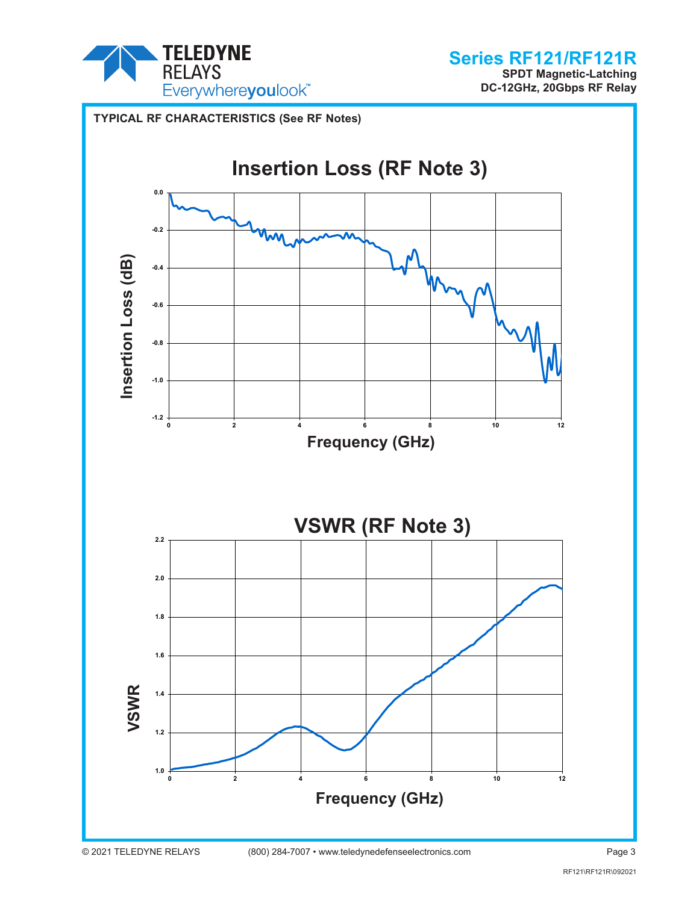## TYPICAL RF CHARACTERISTICS (See RF Notes)

### Insertion Loss (RF Note 3)

Insertion Loss (dB)

0.0
-0.2
-0.4
-0.6
-0.8
-1.0
-1.2

0 2 4 6 8 10 12

Frequency (GHz)

### VSWR (RF Note 3)

VSWR

2.2
2.0
1.8
1.6
1.4
1.2
1.0

0 2 4 6 8 10 12

Frequency (GHz)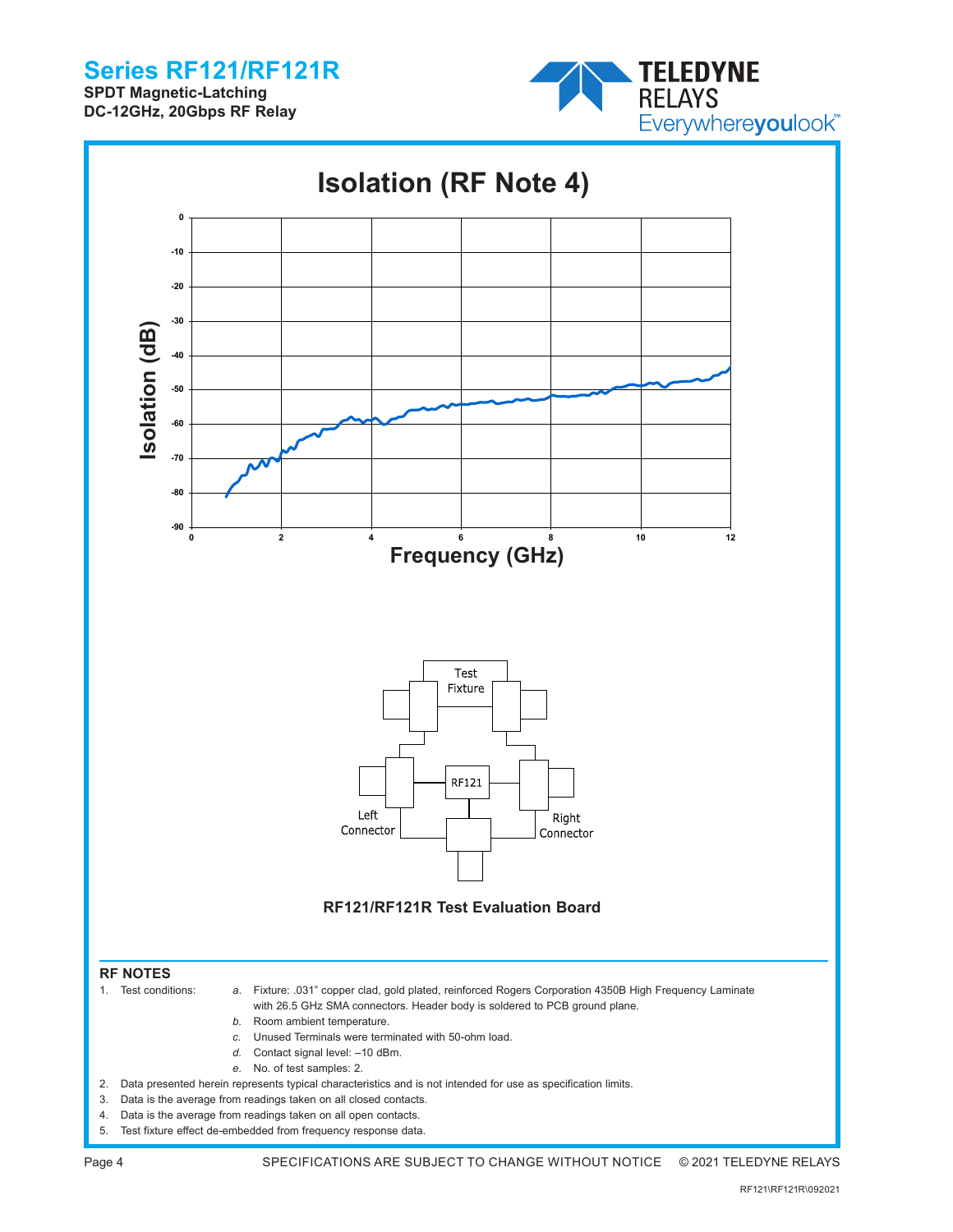# Isolation (RF Note 4)

**RF121/RF121R Test Evaluation Board**

## RF NOTES

1. Test conditions:
   - *a.* Fixture: .031” copper clad, gold plated, reinforced Rogers Corporation 4350B High Frequency Laminate with 26.5 GHz SMA connectors. Header body is soldered to PCB ground plane.
   - *b.* Room ambient temperature.
   - *c.* Unused Terminals were terminated with 50-ohm load.
   - *d.* Contact signal level: –10 dBm.
   - *e.* No. of test samples: 2.
2. Data presented herein represents typical characteristics and is not intended for use as specification limits.
3. Data is the average from readings taken on all closed contacts.
4. Data is the average from readings taken on all open contacts.
5. Test fixture effect de-embedded from frequency response data.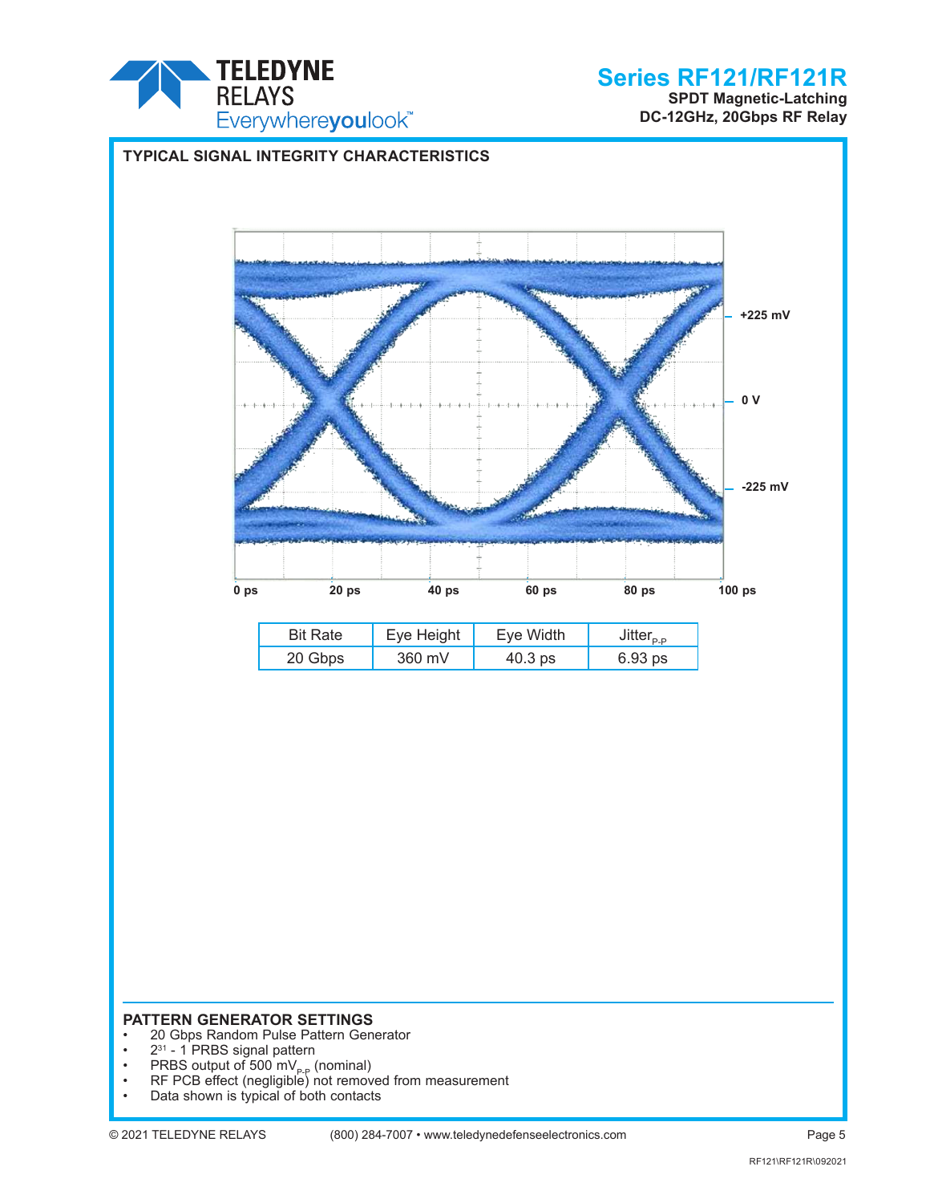## TYPICAL SIGNAL INTEGRITY CHARACTERISTICS

| Bit Rate | Eye Height | Eye Width | $Jitter_{P-P}$ |
|---|---|---|---|
| 20 Gbps | 360 mV | 40.3 ps | 6.93 ps |

## PATTERN GENERATOR SETTINGS

- 20 Gbps Random Pulse Pattern Generator
- $2^{31}$ - 1 PRBS signal pattern
- PRBS output of 500 $mV_{P-P}$ (nominal)
- RF PCB effect (negligible) not removed from measurement
- Data shown is typical of both contacts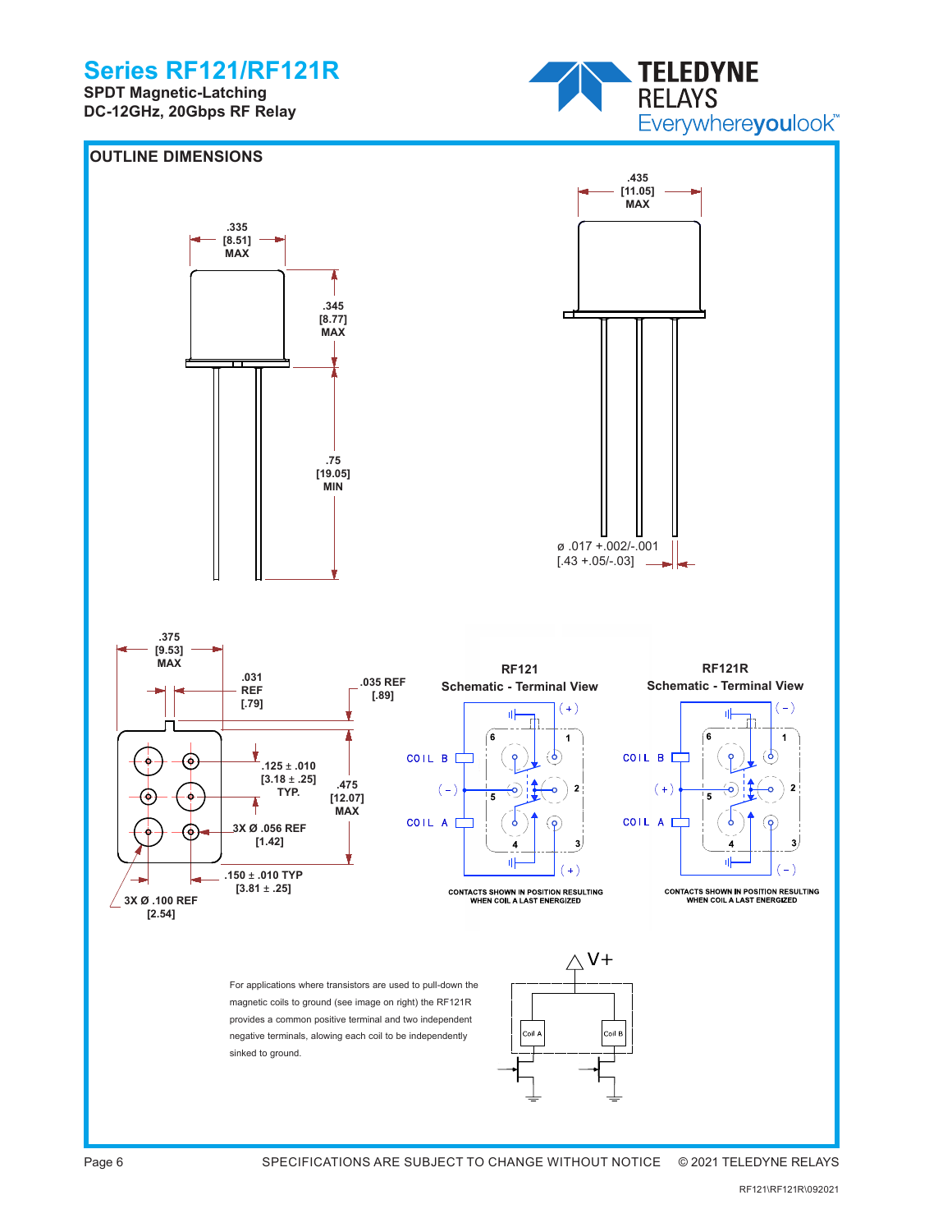# Series RF121/RF121R

**SPDT Magnetic-Latching**
**DC-12GHz, 20Gbps RF Relay**

## OUTLINE DIMENSIONS

.335
[8.51]
MAX

.345
[8.77]
MAX

.75
[19.05]
MIN

.435
[11.05]
MAX

ø .017 +.002/-.001
[.43 +.05/-.03]

.375
[9.53]
MAX

.031
REF
[.79]

.035 REF
[.89]

.125 ± .010
[3.18 ± .25]
TYP.

.475
[12.07]
MAX

3X Ø .056 REF
[1.42]

.150 ± .010 TYP
[3.81 ± .25]

3X Ø .100 REF
[2.54]

**RF121**
**Schematic - Terminal View**

COIL B
COIL A
(+)
(–)
(+)
1 2 3 4 5 6

CONTACTS SHOWN IN POSITION RESULTING WHEN COIL A LAST ENERGIZED

**RF121R**
**Schematic - Terminal View**

COIL B
COIL A
(–)
(+)
(–)
1 2 3 4 5 6

CONTACTS SHOWN IN POSITION RESULTING WHEN COIL A LAST ENERGIZED

For applications where transistors are used to pull-down the magnetic coils to ground (see image on right) the RF121R provides a common positive terminal and two independent negative terminals, allowing each coil to be independently sinked to ground.

V+
Coil A
Coil B

SPECIFICATIONS ARE SUBJECT TO CHANGE WITHOUT NOTICE © 2021 TELEDYNE RELAYS

RF121\RF121R\092021